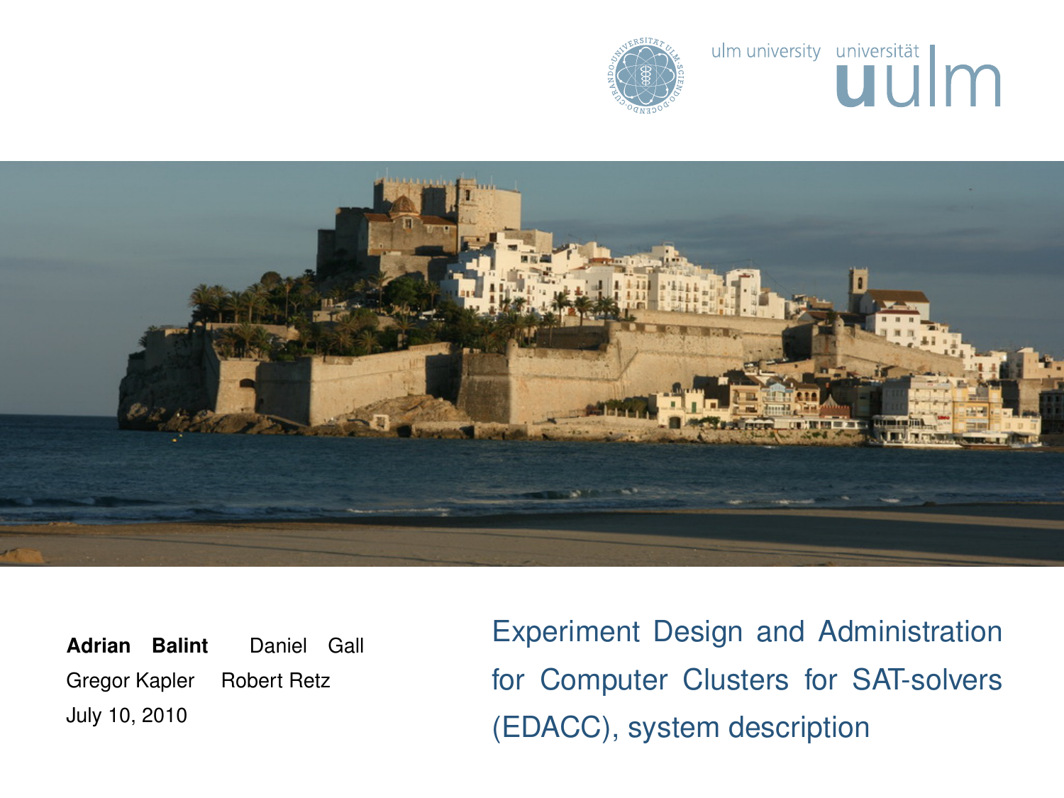# Experiment Design and Administration for Computer Clusters for SAT-solvers (EDACC), system description

**Adrian Balint** Daniel Gall
Gregor Kapler Robert Retz
July 10, 2010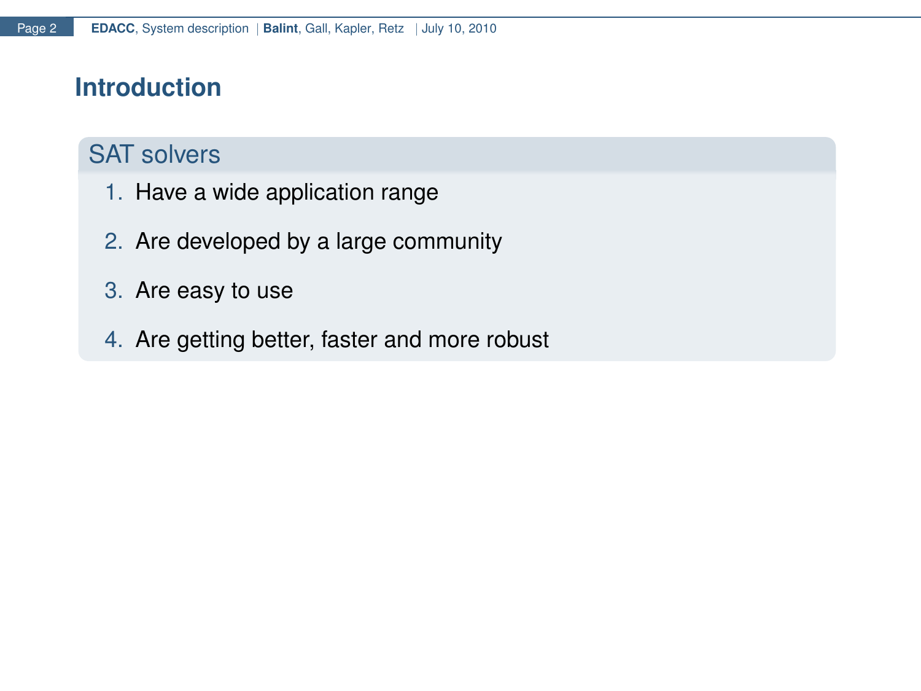# Introduction

### SAT solvers

1. Have a wide application range
2. Are developed by a large community
3. Are easy to use
4. Are getting better, faster and more robust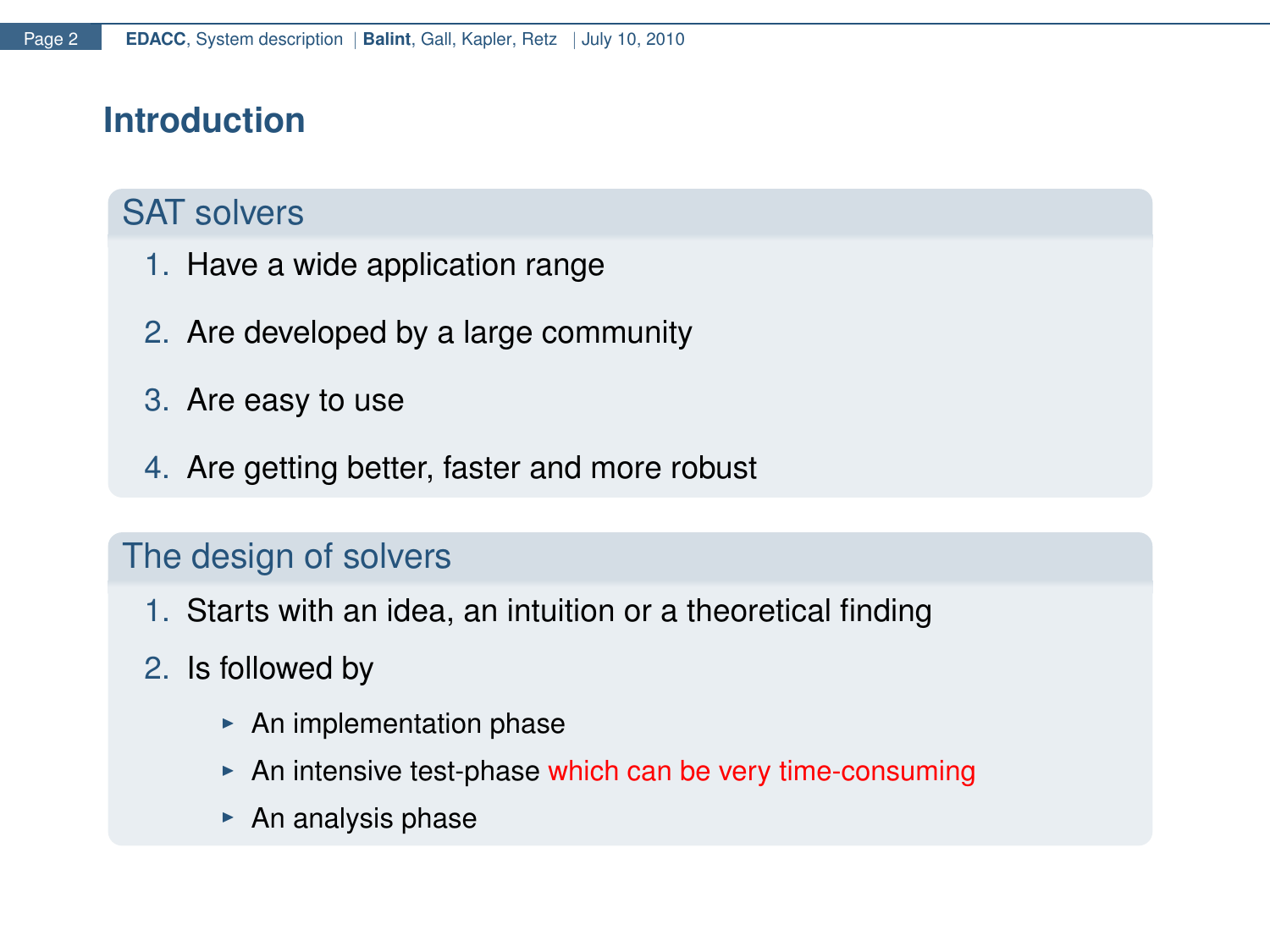# Introduction

## SAT solvers

1. Have a wide application range
2. Are developed by a large community
3. Are easy to use
4. Are getting better, faster and more robust

## The design of solvers

1. Starts with an idea, an intuition or a theoretical finding
2. Is followed by
   - An implementation phase
   - An intensive test-phase which can be very time-consuming
   - An analysis phase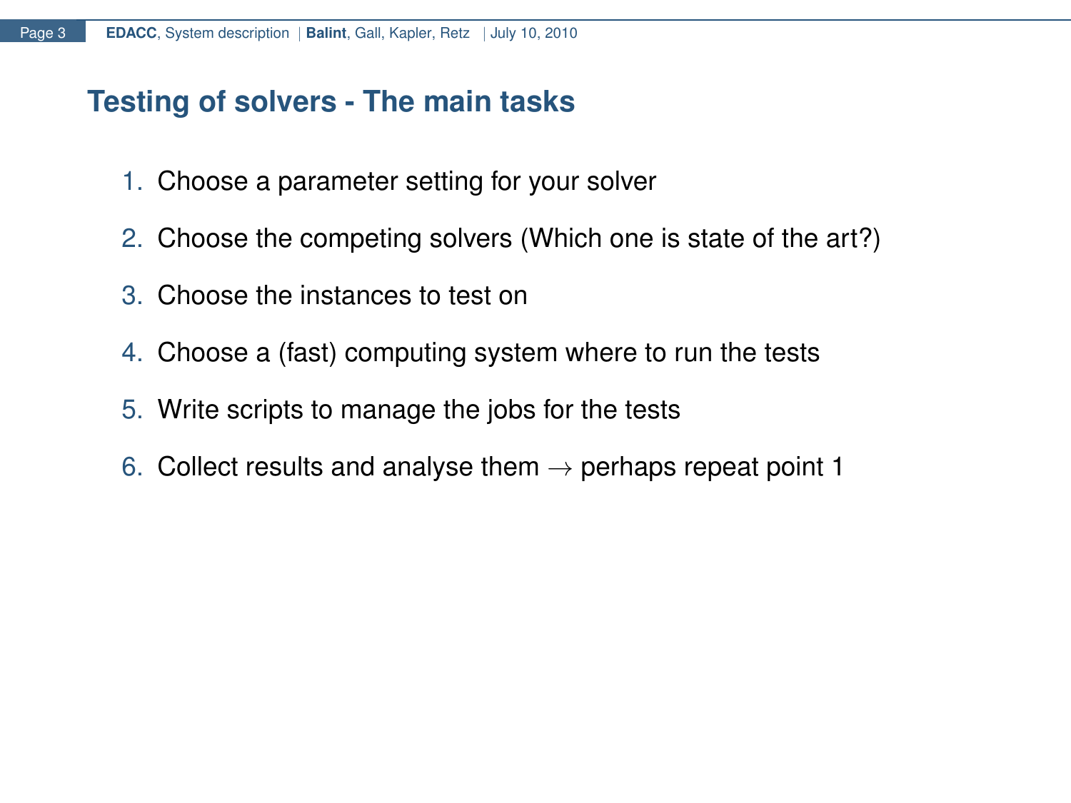## Testing of solvers - The main tasks

1. Choose a parameter setting for your solver
2. Choose the competing solvers (Which one is state of the art?)
3. Choose the instances to test on
4. Choose a (fast) computing system where to run the tests
5. Write scripts to manage the jobs for the tests
6. Collect results and analyse them $\rightarrow$ perhaps repeat point 1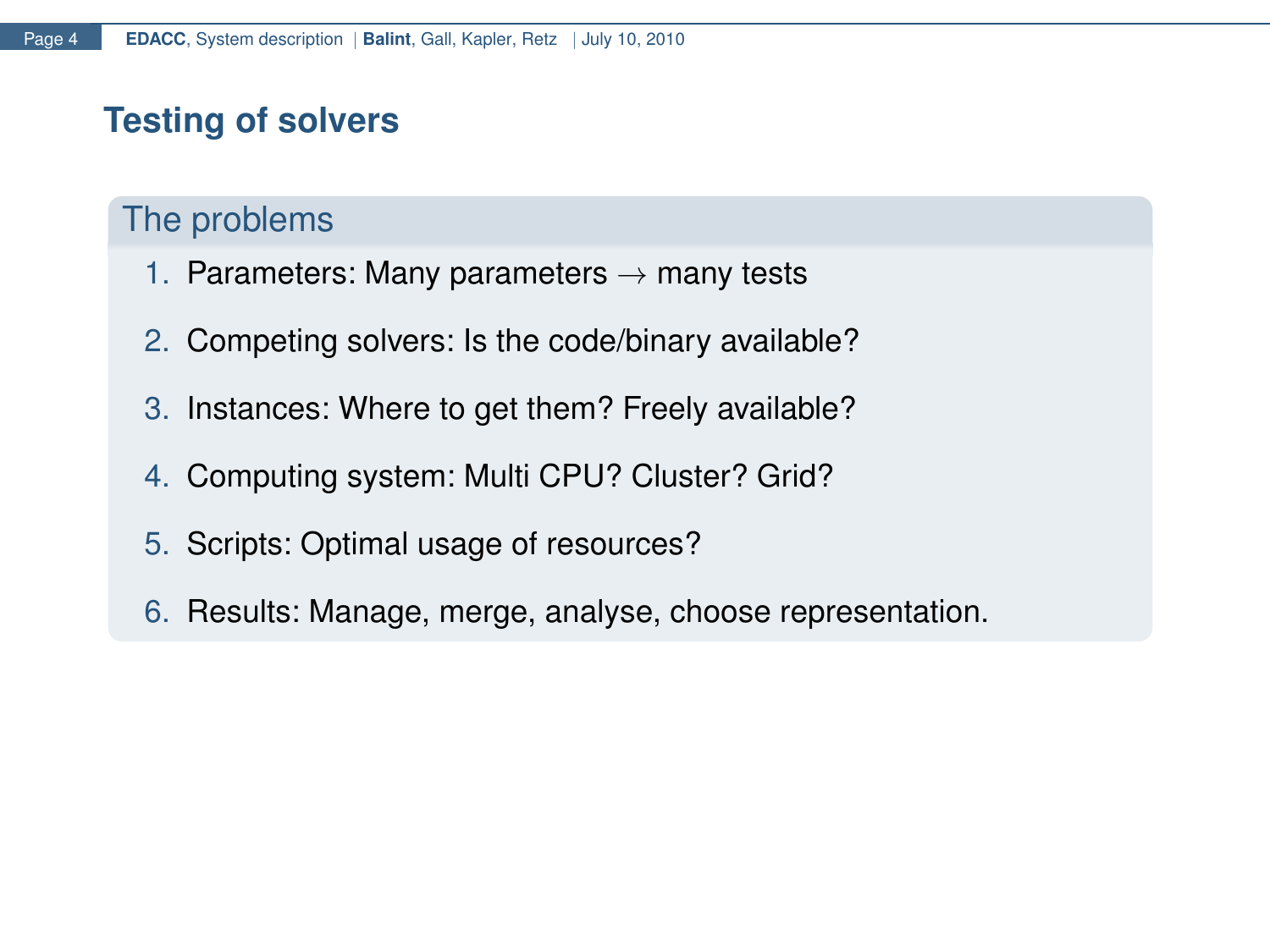# Testing of solvers

## The problems

1. Parameters: Many parameters $\rightarrow$ many tests
2. Competing solvers: Is the code/binary available?
3. Instances: Where to get them? Freely available?
4. Computing system: Multi CPU? Cluster? Grid?
5. Scripts: Optimal usage of resources?
6. Results: Manage, merge, analyse, choose representation.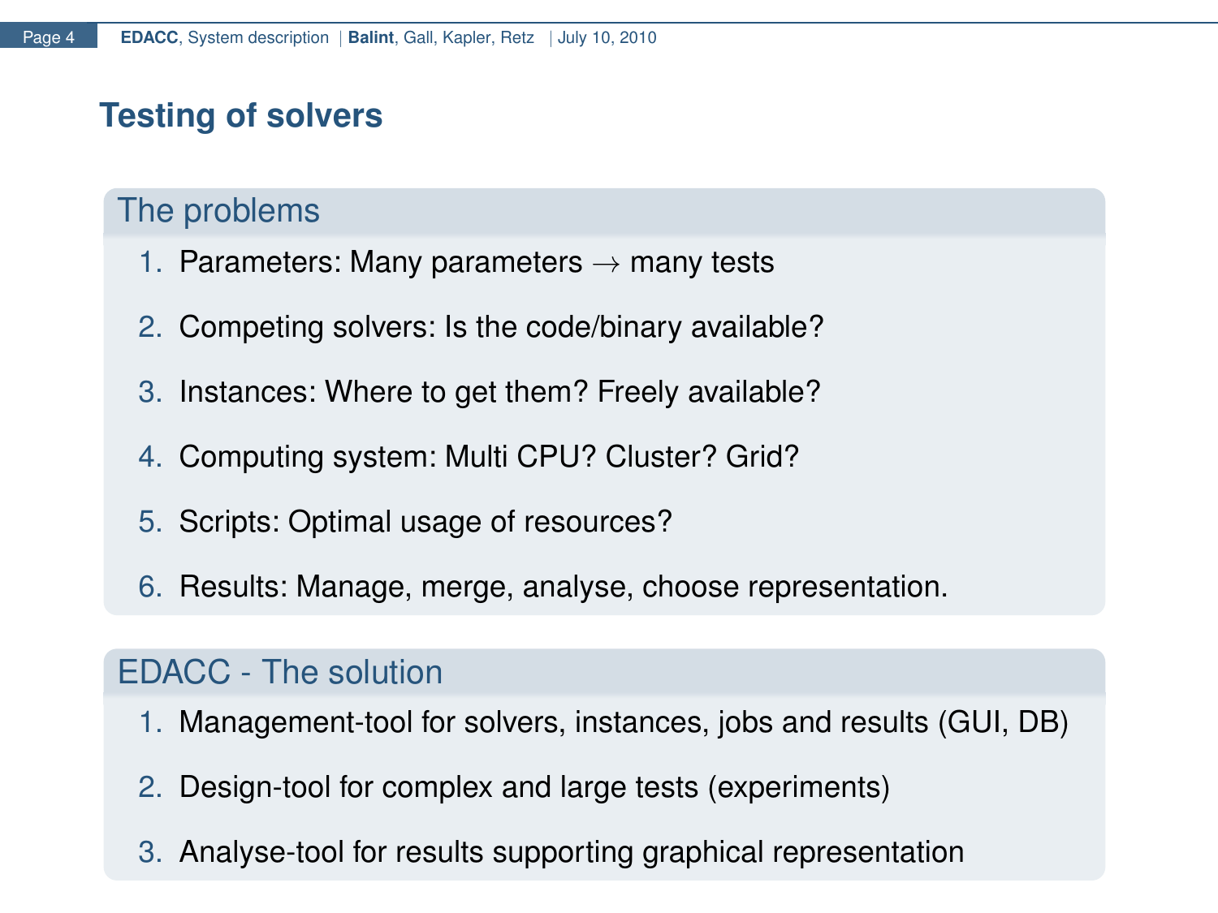# Testing of solvers

## The problems

1. Parameters: Many parameters $\rightarrow$ many tests
2. Competing solvers: Is the code/binary available?
3. Instances: Where to get them? Freely available?
4. Computing system: Multi CPU? Cluster? Grid?
5. Scripts: Optimal usage of resources?
6. Results: Manage, merge, analyse, choose representation.

## EDACC - The solution

1. Management-tool for solvers, instances, jobs and results (GUI, DB)
2. Design-tool for complex and large tests (experiments)
3. Analyse-tool for results supporting graphical representation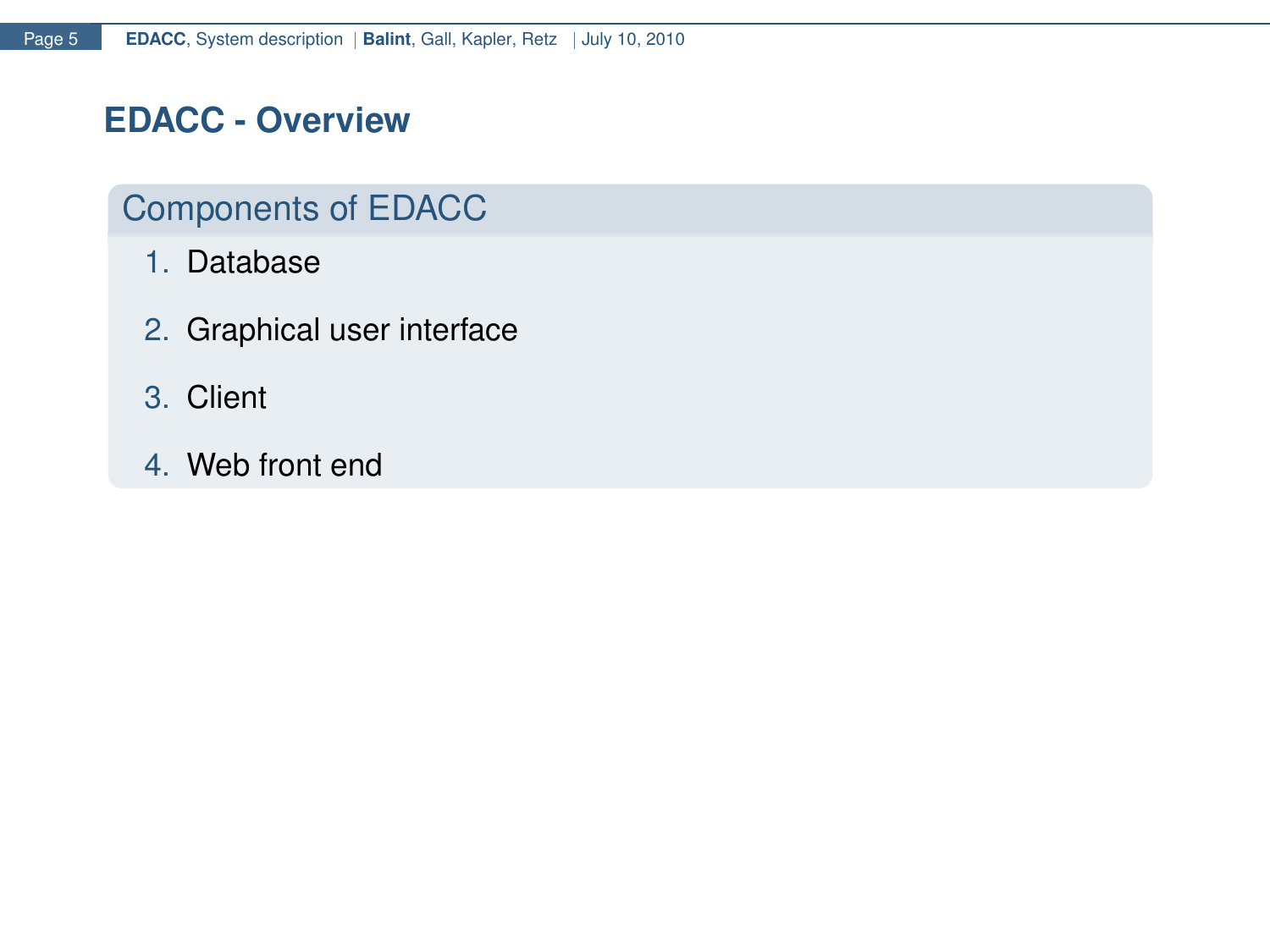# EDACC - Overview

## Components of EDACC

1. Database
2. Graphical user interface
3. Client
4. Web front end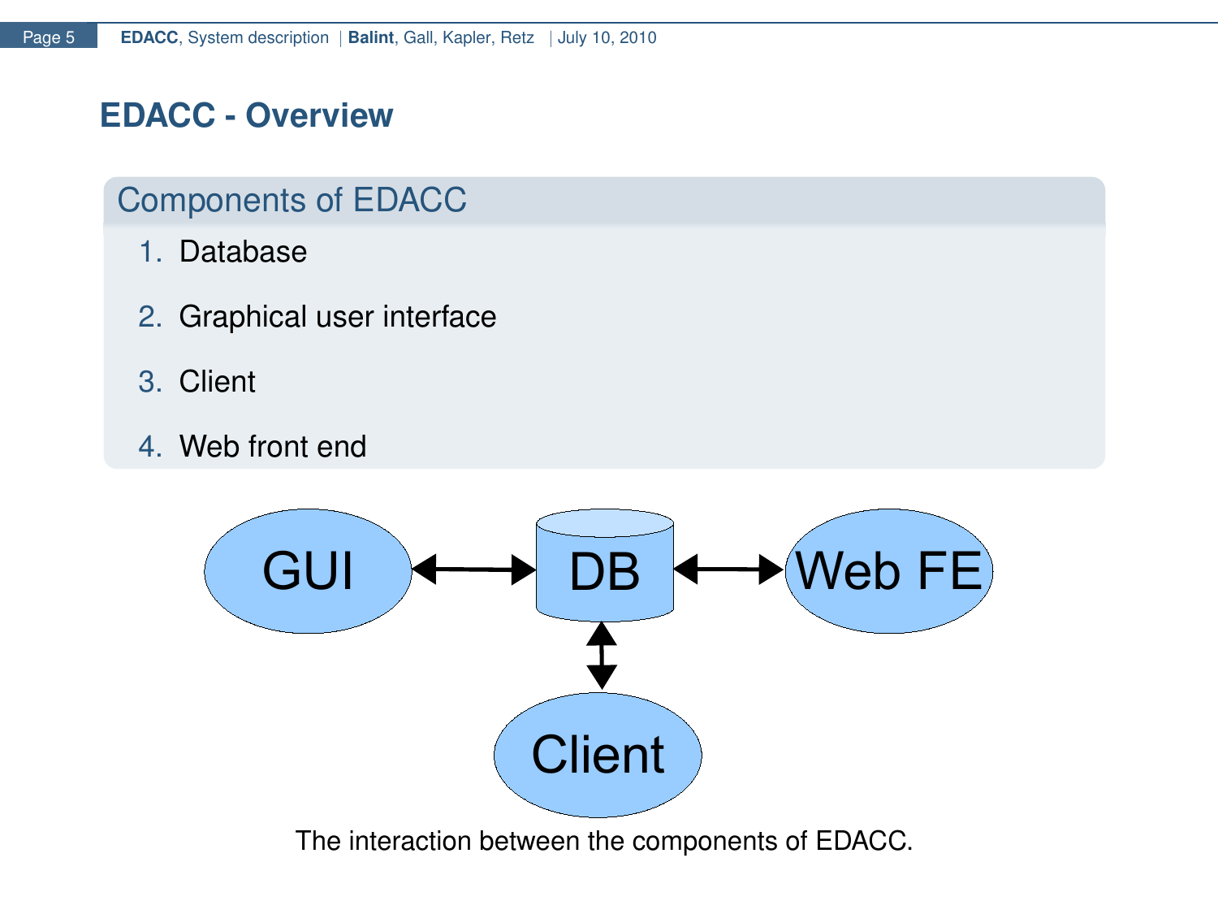# EDACC - Overview

## Components of EDACC

1. Database
2. Graphical user interface
3. Client
4. Web front end

The interaction between the components of EDACC.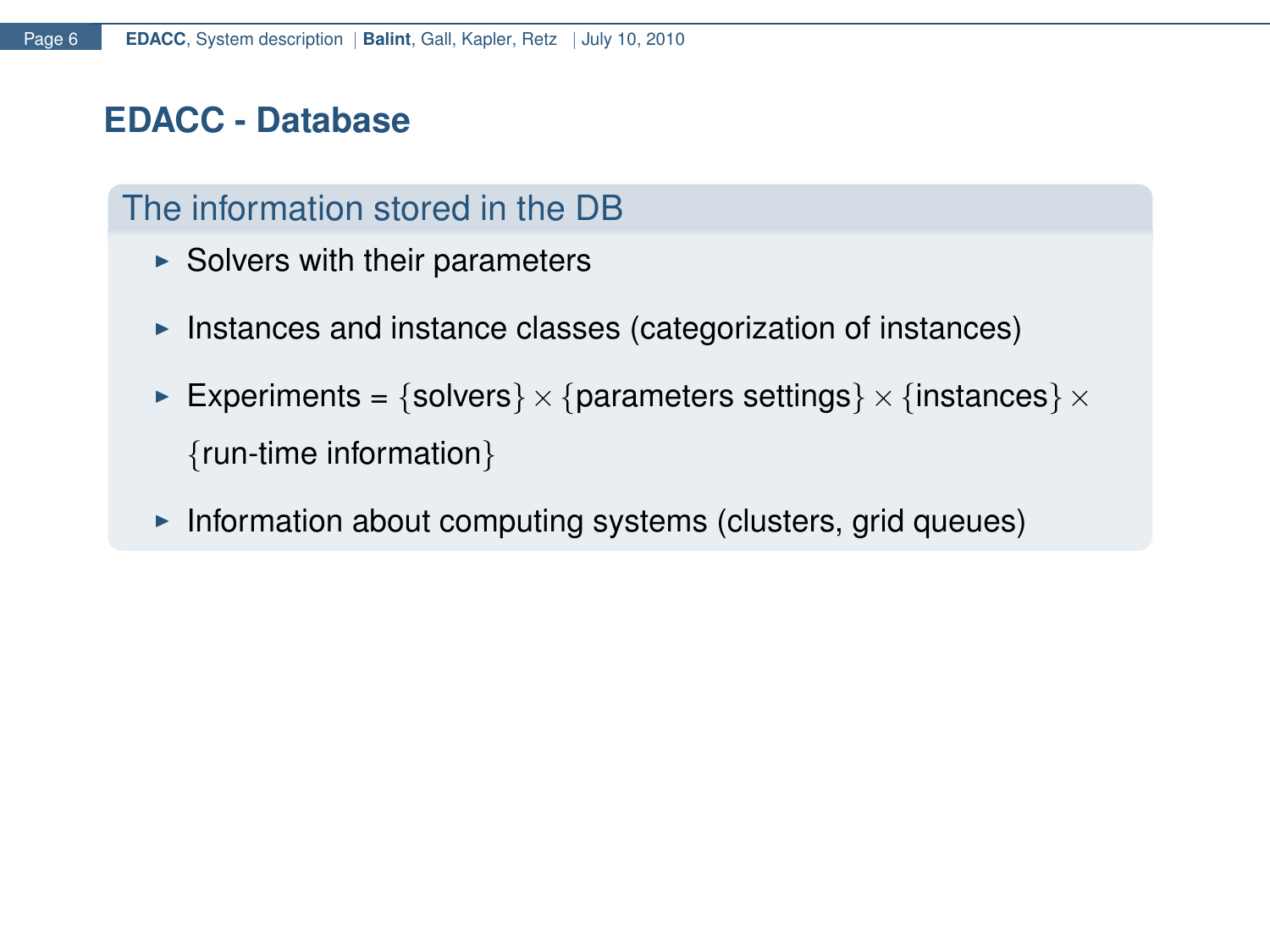# EDACC - Database

## The information stored in the DB

- Solvers with their parameters
- Instances and instance classes (categorization of instances)
- Experiments = $\{\text{solvers}\} \times \{\text{parameters settings}\} \times \{\text{instances}\} \times \{\text{run-time information}\}$
- Information about computing systems (clusters, grid queues)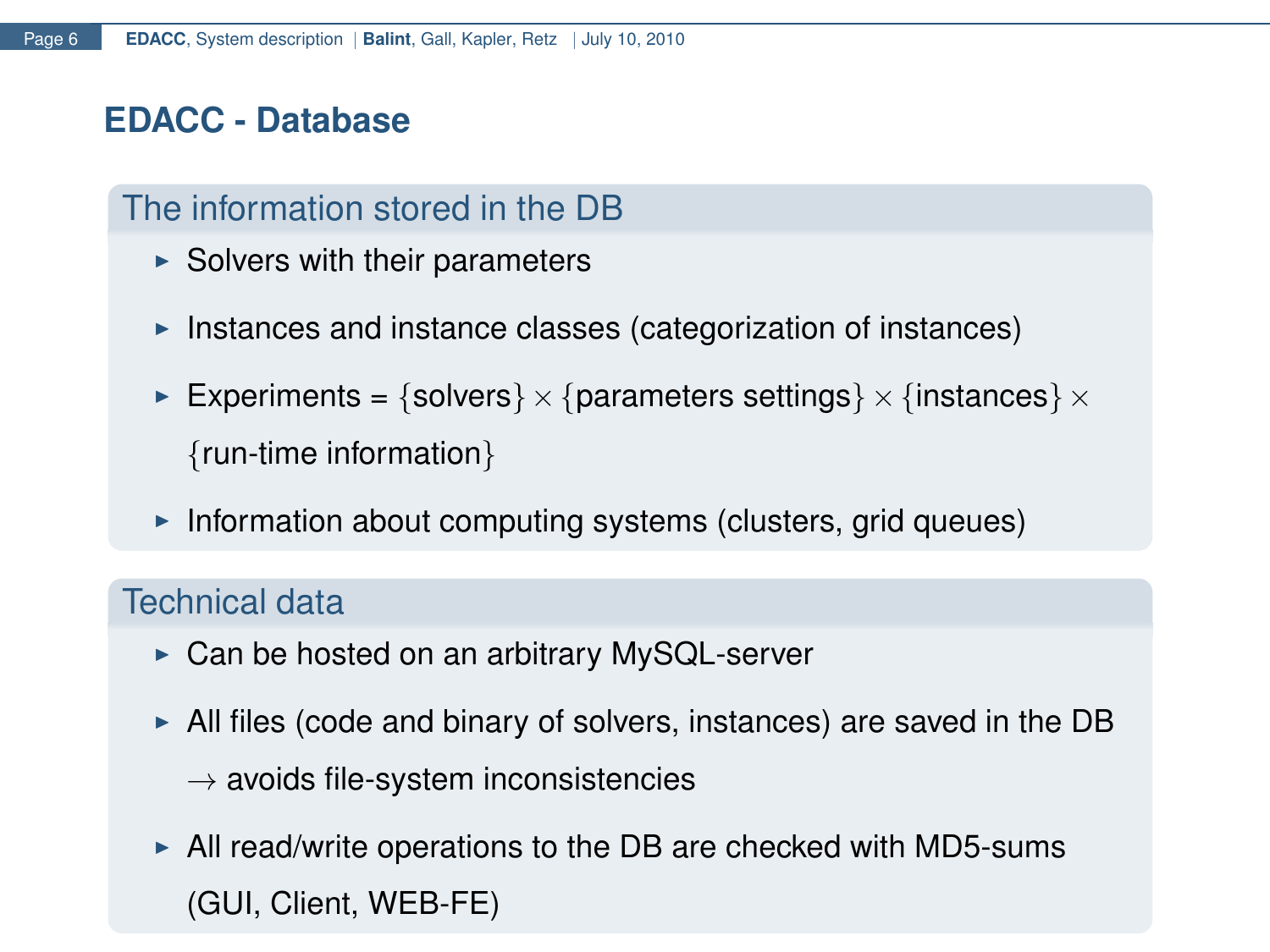# EDACC - Database

## The information stored in the DB

- Solvers with their parameters
- Instances and instance classes (categorization of instances)
- Experiments = $\{\text{solvers}\} \times \{\text{parameters settings}\} \times \{\text{instances}\} \times \{\text{run-time information}\}$
- Information about computing systems (clusters, grid queues)

## Technical data

- Can be hosted on an arbitrary MySQL-server
- All files (code and binary of solvers, instances) are saved in the DB $\rightarrow$ avoids file-system inconsistencies
- All read/write operations to the DB are checked with MD5-sums (GUI, Client, WEB-FE)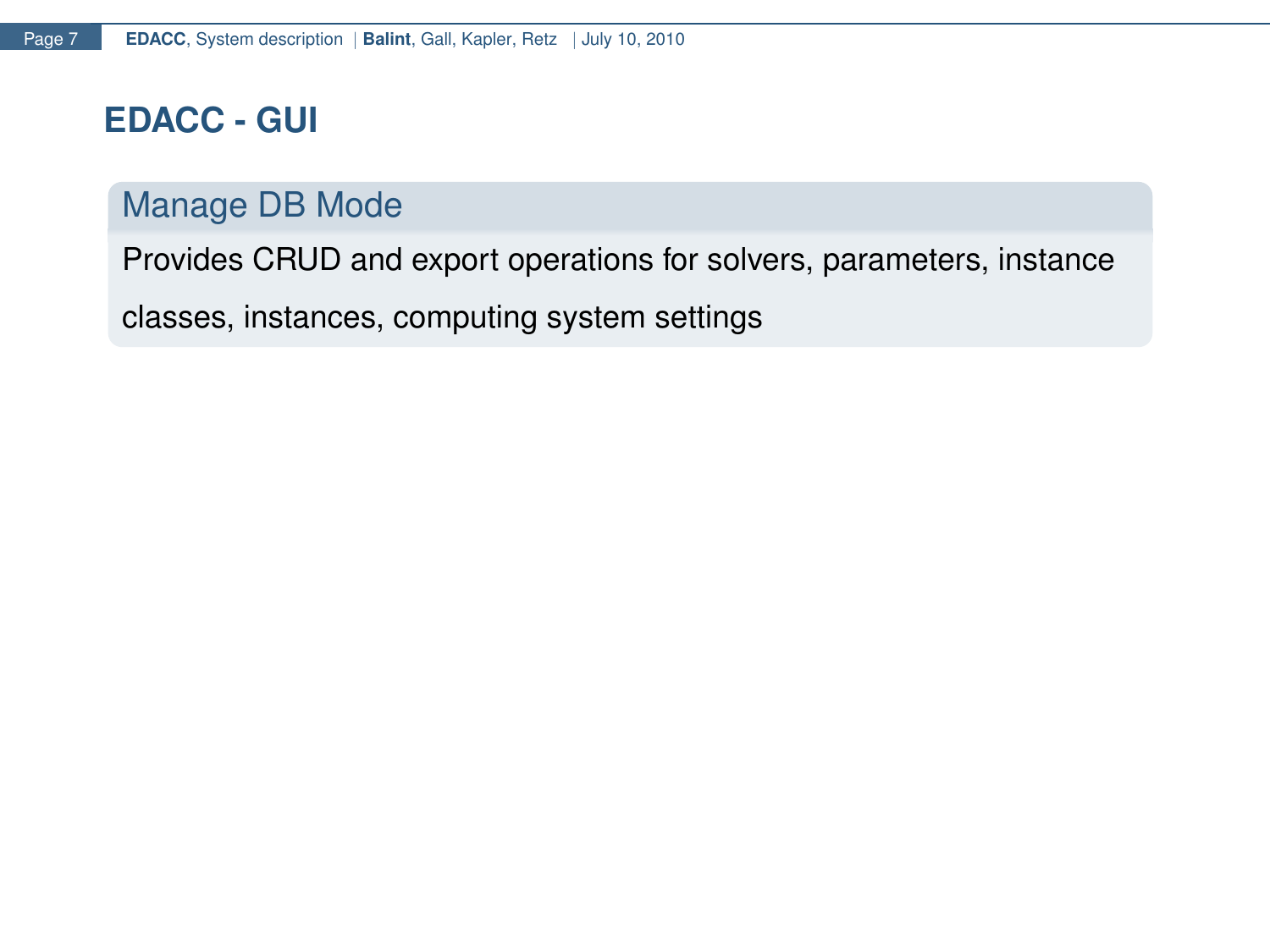# EDACC - GUI

### Manage DB Mode

Provides CRUD and export operations for solvers, parameters, instance classes, instances, computing system settings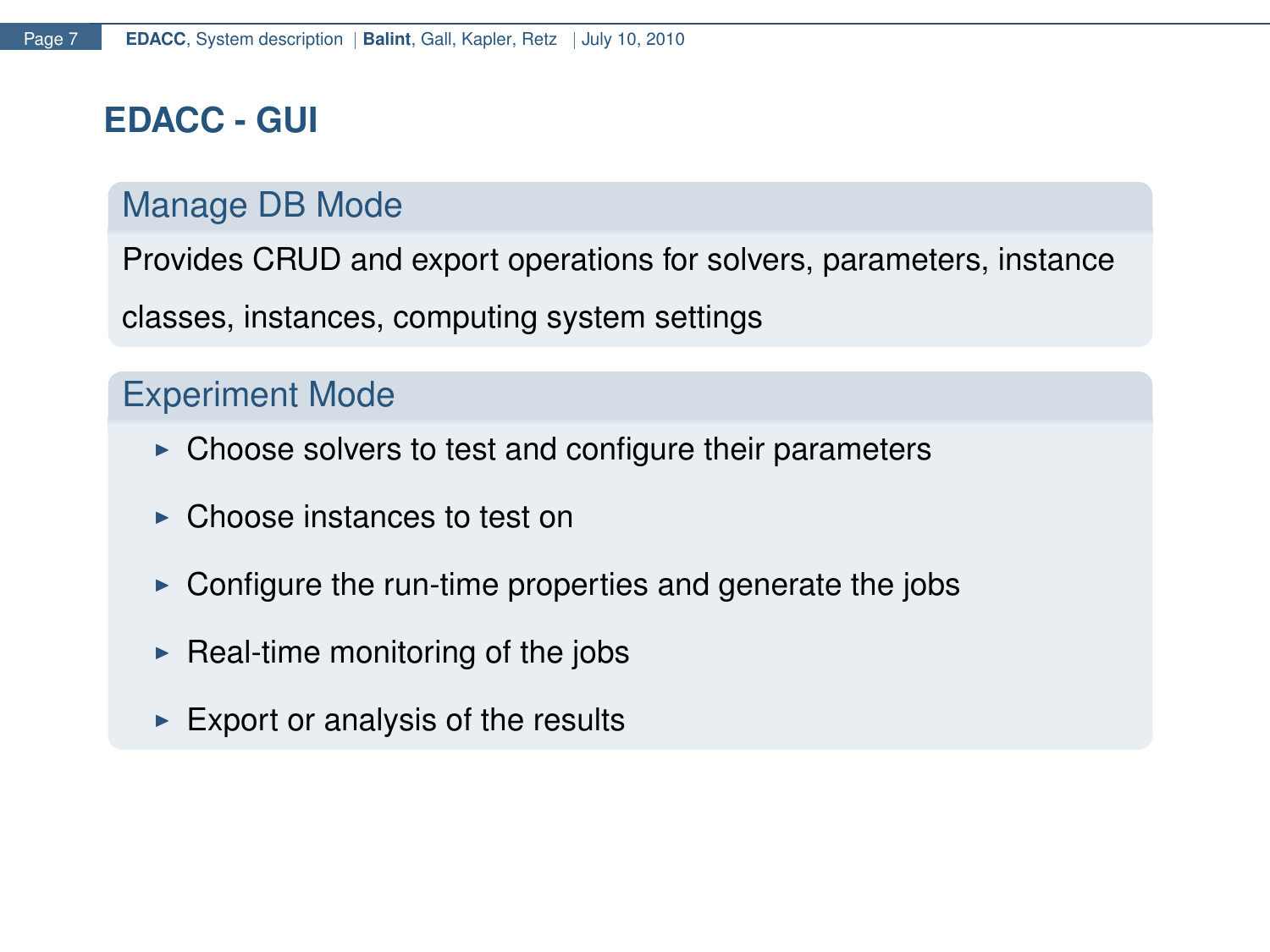# EDACC - GUI

## Manage DB Mode

Provides CRUD and export operations for solvers, parameters, instance classes, instances, computing system settings

## Experiment Mode

- Choose solvers to test and configure their parameters
- Choose instances to test on
- Configure the run-time properties and generate the jobs
- Real-time monitoring of the jobs
- Export or analysis of the results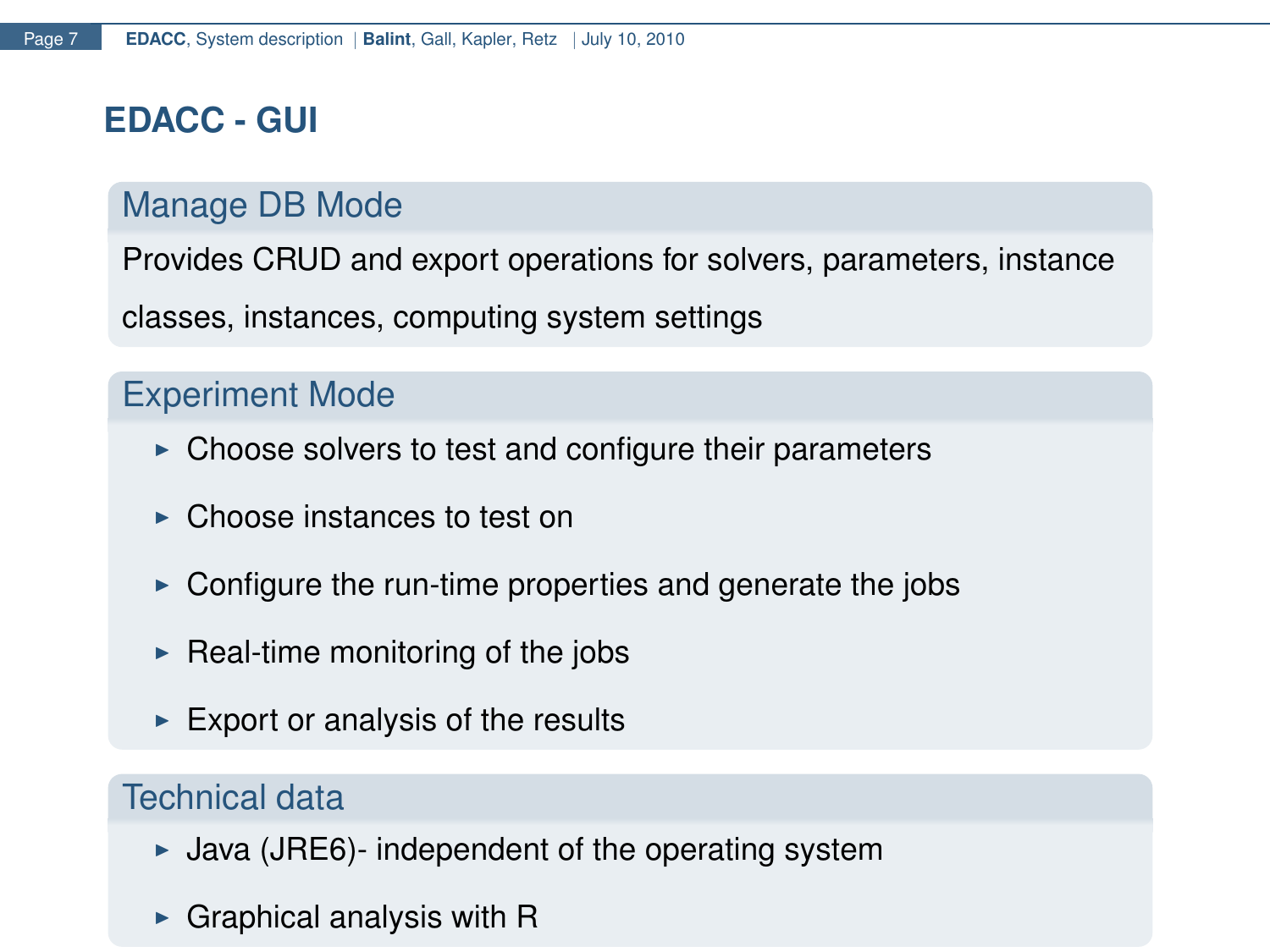# EDACC - GUI

## Manage DB Mode

Provides CRUD and export operations for solvers, parameters, instance classes, instances, computing system settings

## Experiment Mode

- Choose solvers to test and configure their parameters
- Choose instances to test on
- Configure the run-time properties and generate the jobs
- Real-time monitoring of the jobs
- Export or analysis of the results

## Technical data

- Java (JRE6)- independent of the operating system
- Graphical analysis with R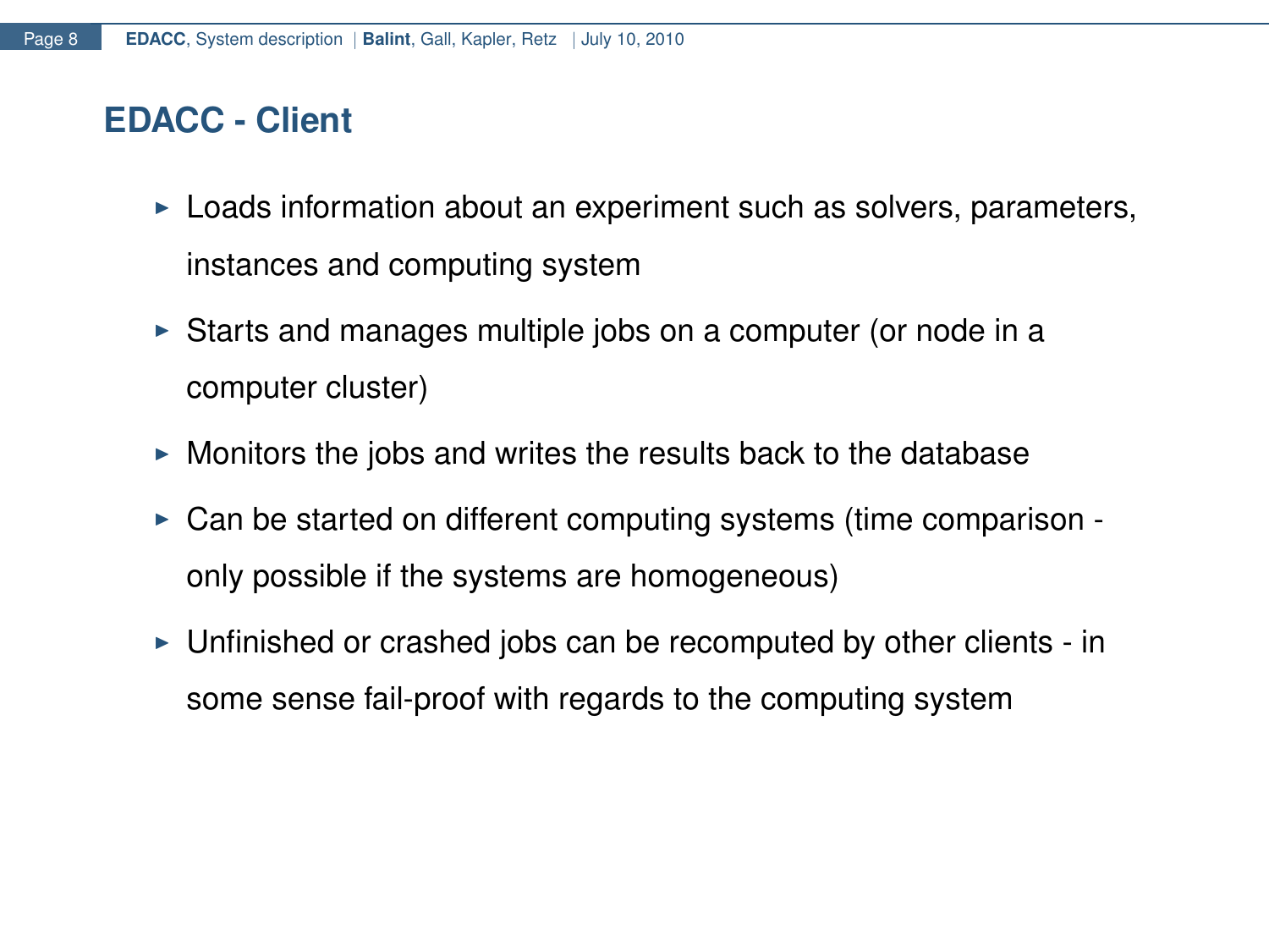## EDACC - Client

- Loads information about an experiment such as solvers, parameters, instances and computing system
- Starts and manages multiple jobs on a computer (or node in a computer cluster)
- Monitors the jobs and writes the results back to the database
- Can be started on different computing systems (time comparison - only possible if the systems are homogeneous)
- Unfinished or crashed jobs can be recomputed by other clients - in some sense fail-proof with regards to the computing system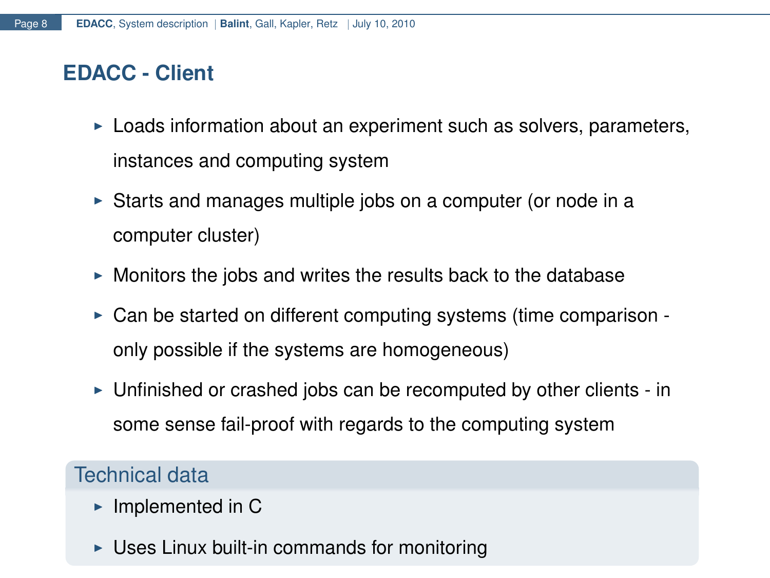## EDACC - Client

- Loads information about an experiment such as solvers, parameters, instances and computing system
- Starts and manages multiple jobs on a computer (or node in a computer cluster)
- Monitors the jobs and writes the results back to the database
- Can be started on different computing systems (time comparison - only possible if the systems are homogeneous)
- Unfinished or crashed jobs can be recomputed by other clients - in some sense fail-proof with regards to the computing system

### Technical data

- Implemented in C
- Uses Linux built-in commands for monitoring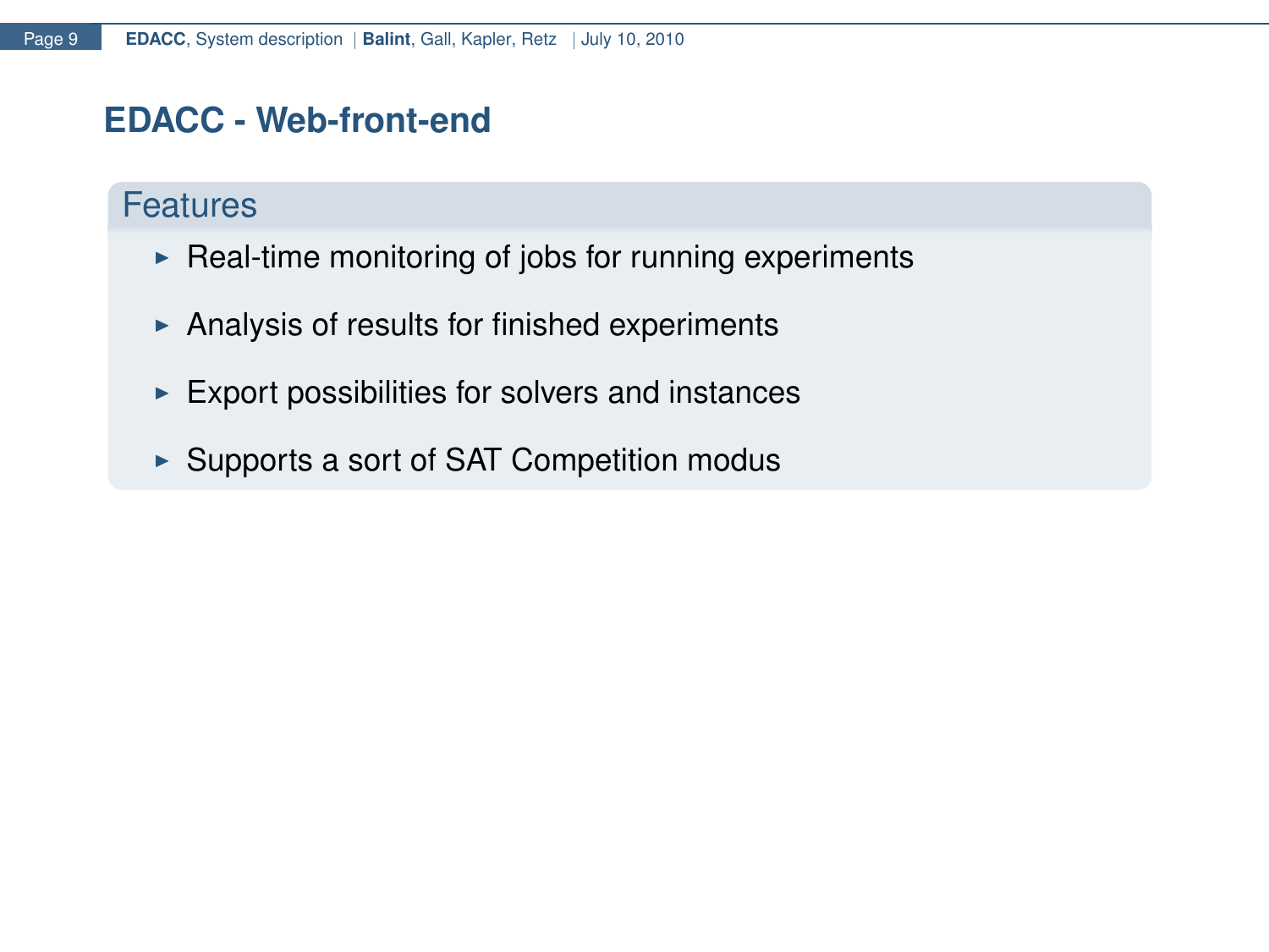# EDACC - Web-front-end

## Features

- Real-time monitoring of jobs for running experiments
- Analysis of results for finished experiments
- Export possibilities for solvers and instances
- Supports a sort of SAT Competition modus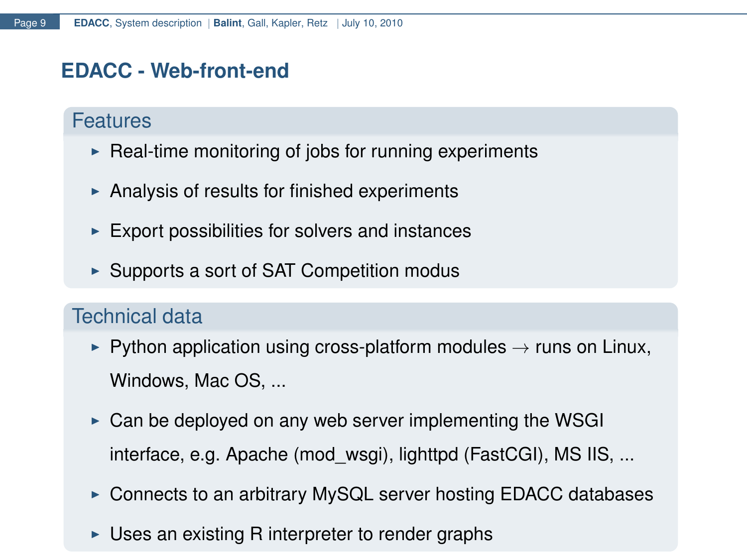# EDACC - Web-front-end

## Features

- Real-time monitoring of jobs for running experiments
- Analysis of results for finished experiments
- Export possibilities for solvers and instances
- Supports a sort of SAT Competition modus

## Technical data

- Python application using cross-platform modules $\rightarrow$ runs on Linux, Windows, Mac OS, ...
- Can be deployed on any web server implementing the WSGI interface, e.g. Apache (mod_wsgi), lighttpd (FastCGI), MS IIS, ...
- Connects to an arbitrary MySQL server hosting EDACC databases
- Uses an existing R interpreter to render graphs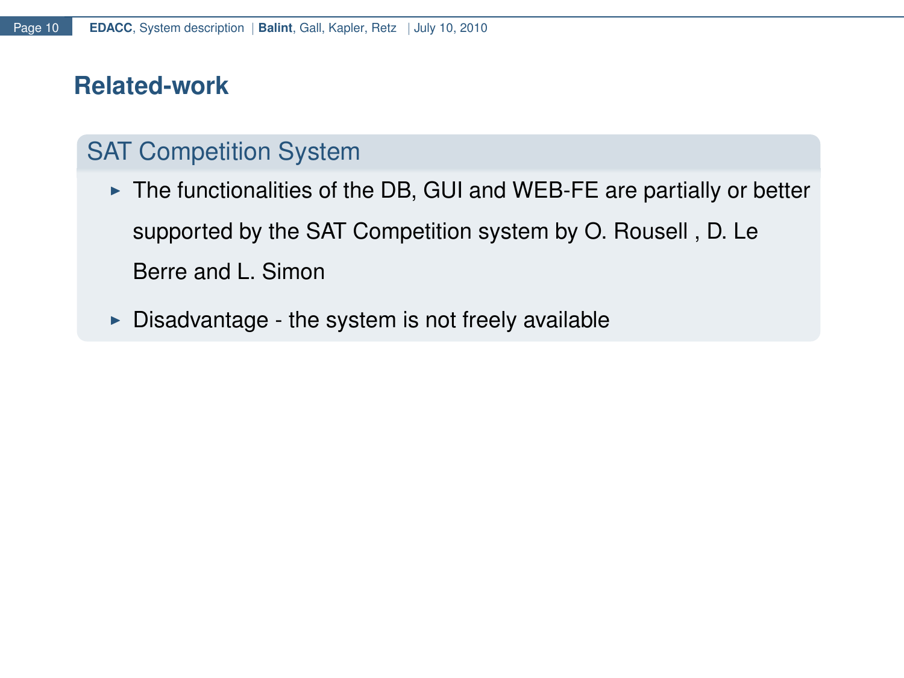## Related-work

### SAT Competition System

- The functionalities of the DB, GUI and WEB-FE are partially or better supported by the SAT Competition system by O. Rousell , D. Le Berre and L. Simon
- Disadvantage - the system is not freely available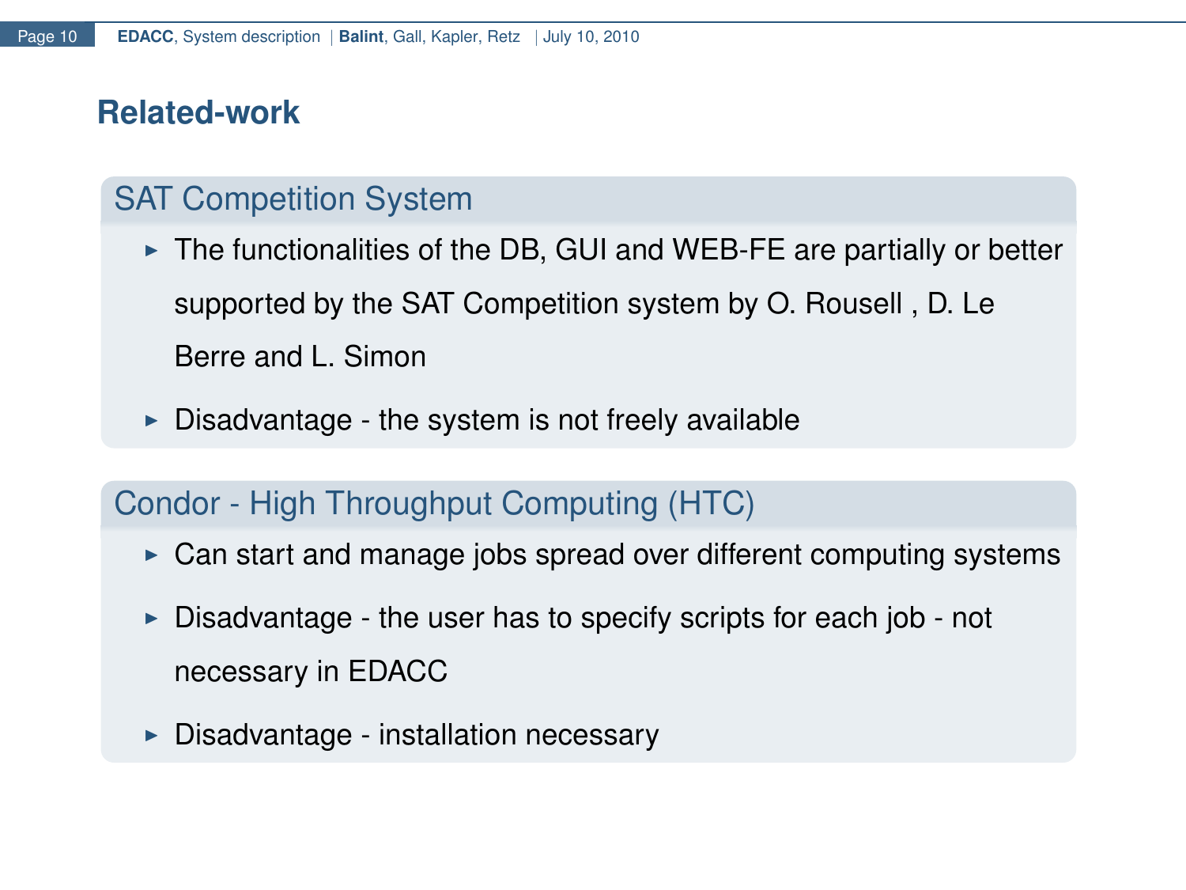## Related-work

### SAT Competition System

- The functionalities of the DB, GUI and WEB-FE are partially or better supported by the SAT Competition system by O. Rousell , D. Le Berre and L. Simon
- Disadvantage - the system is not freely available

### Condor - High Throughput Computing (HTC)

- Can start and manage jobs spread over different computing systems
- Disadvantage - the user has to specify scripts for each job - not necessary in EDACC
- Disadvantage - installation necessary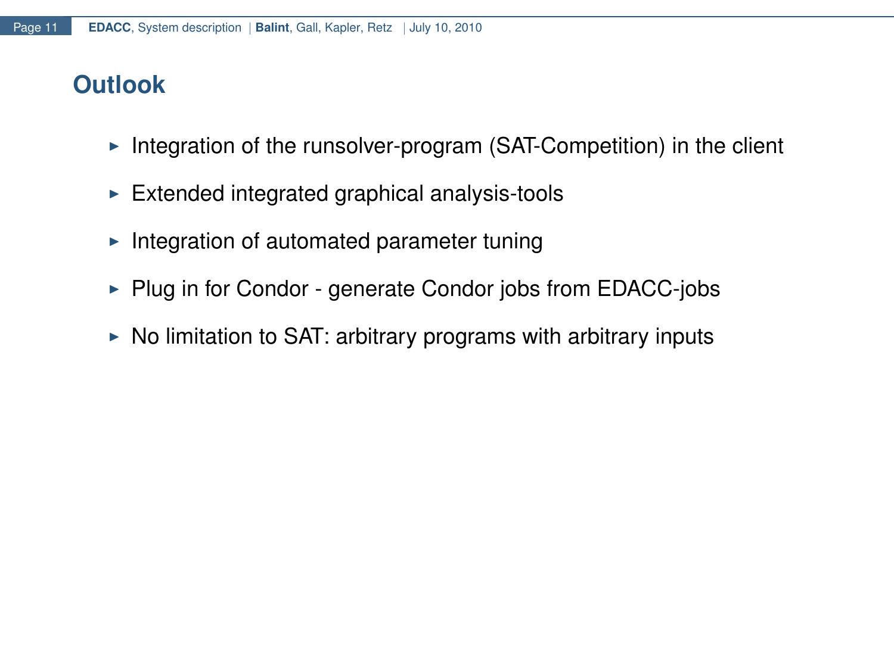# Outlook

- Integration of the runsolver-program (SAT-Competition) in the client
- Extended integrated graphical analysis-tools
- Integration of automated parameter tuning
- Plug in for Condor - generate Condor jobs from EDACC-jobs
- No limitation to SAT: arbitrary programs with arbitrary inputs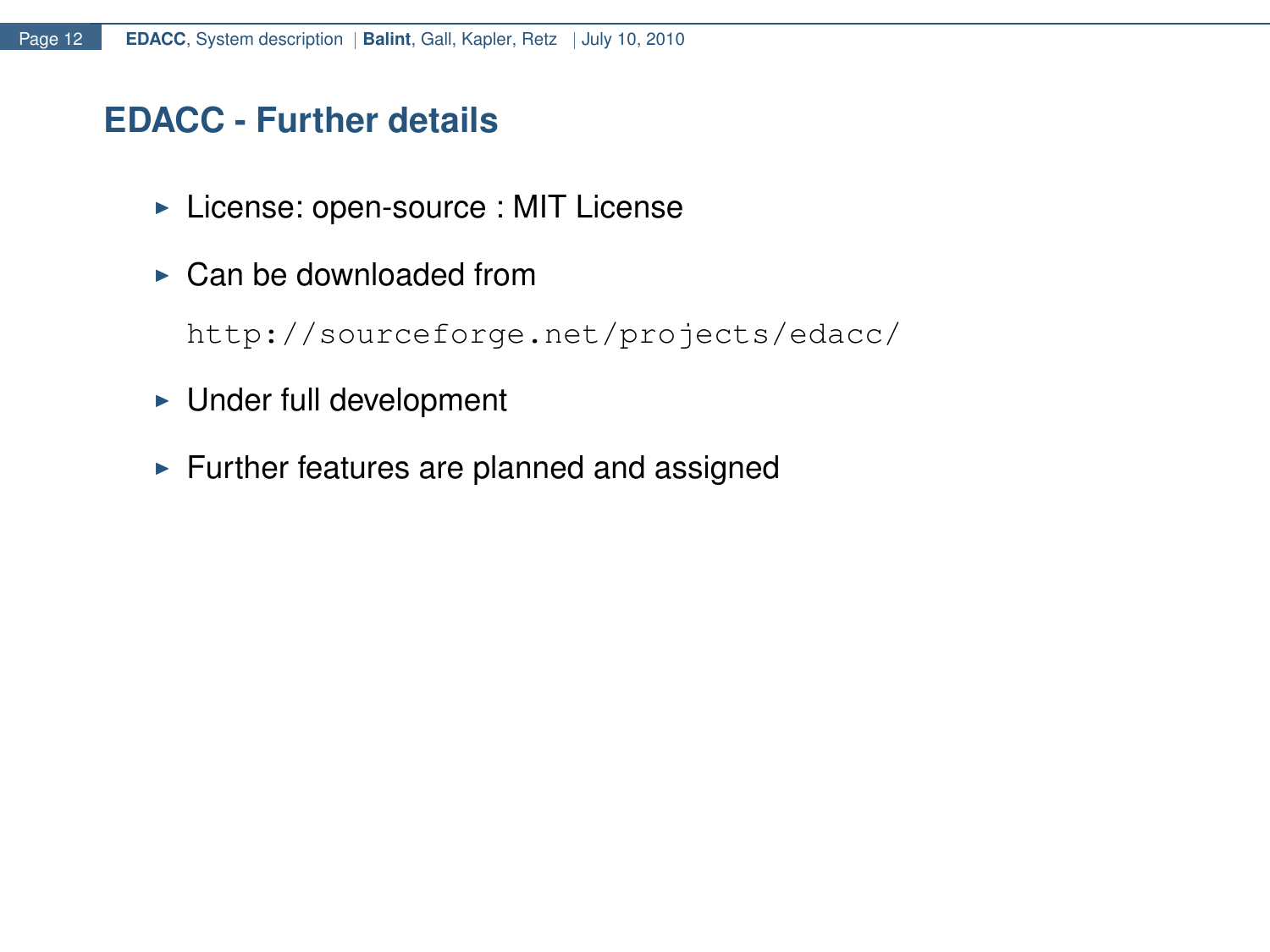## EDACC - Further details

- License: open-source : MIT License
- Can be downloaded from

  `http://sourceforge.net/projects/edacc/`
- Under full development
- Further features are planned and assigned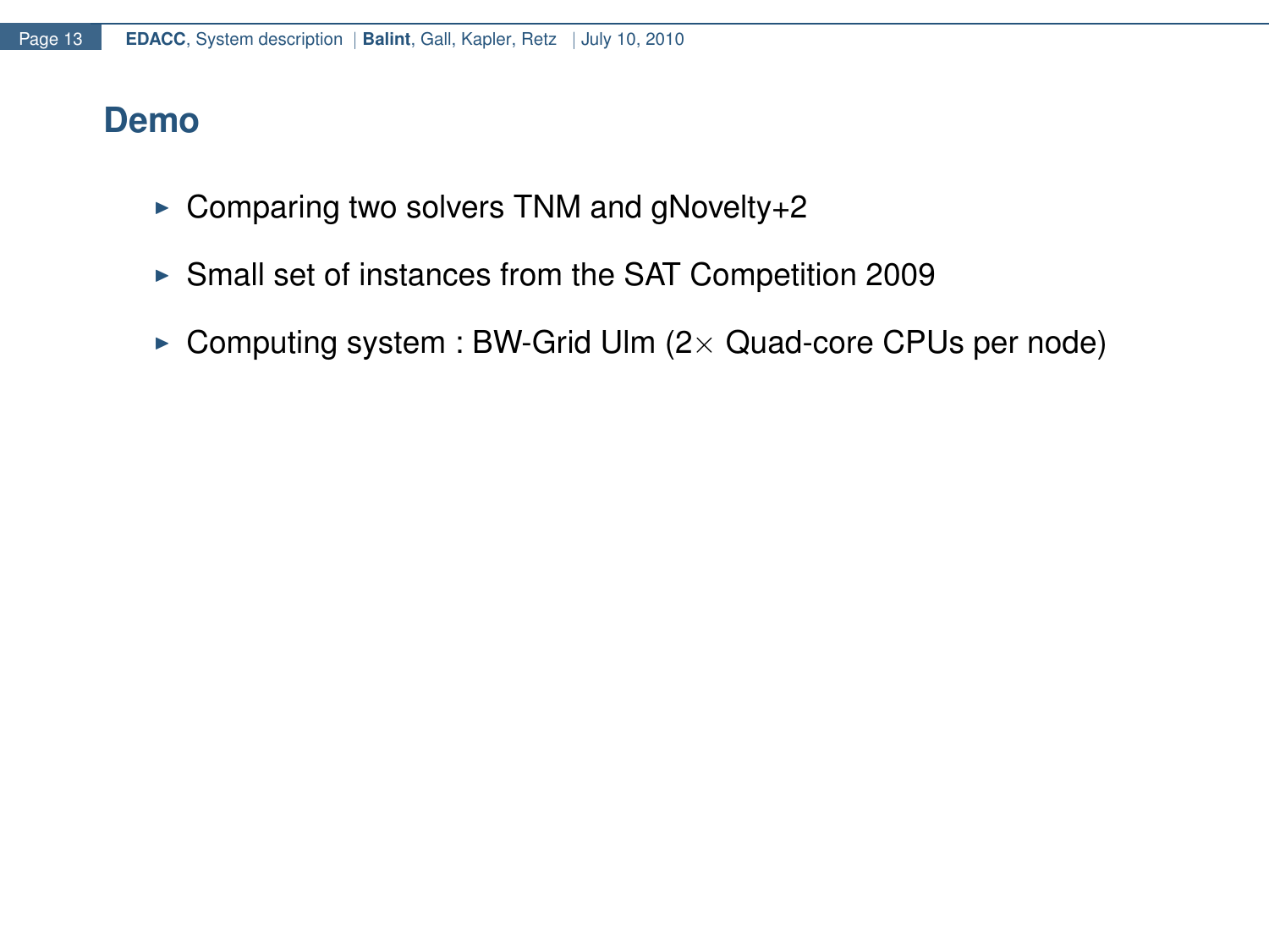# Demo

- Comparing two solvers TNM and gNovelty+2
- Small set of instances from the SAT Competition 2009
- Computing system : BW-Grid Ulm ($2\times$ Quad-core CPUs per node)